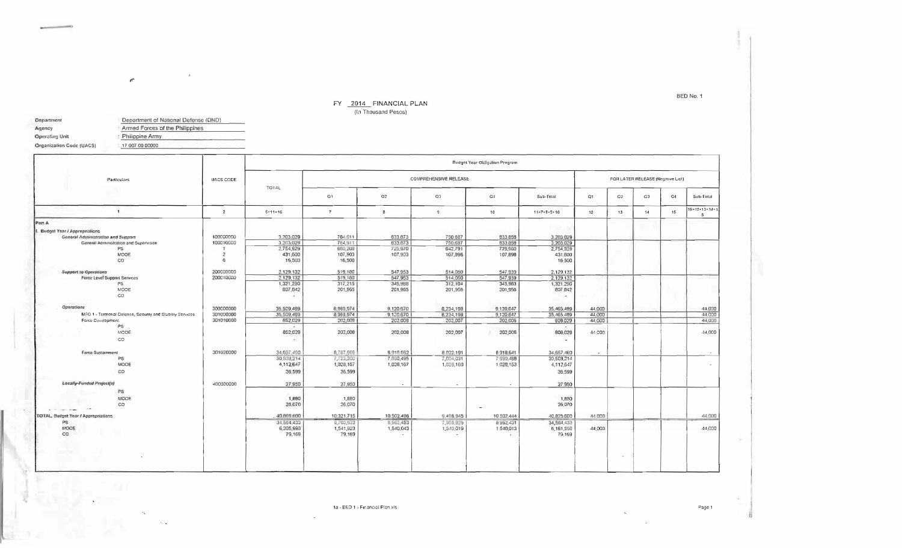BED No. 1

# FY 2014 FINANCIAL PLAN

(In Thousand Pesos)

Department : Department of National Defense (DND)
Agency : Armed Forces of the Philippines
Operating Unit : Philippine Army
Organization Code (UACS) : 17 007 00 00000

| Particulars | UACS CODE | Budget Year Obligation Program | | | | | | | | | | | |
|---|---|---|---|---|---|---|---|---|---|---|---|---|---|
| | | TOTAL | COMPREHENSIVE RELEASE | | | | | FOR LATER RELEASE (Negative List) | | | | |
| | | | Q1 | Q2 | Q3 | Q4 | Sub-Total | Q1 | Q2 | Q3 | Q4 | Sub-Total |
| 1 | 2 | 6=11+16 | 7 | 8 | 9 | 10 | 11=7+8+9+10 | 12 | 13 | 14 | 15 | 16=12+13+14+15 |
| **Part A** | | | | | | | | | | | | |
| **I. Budget Year / Appropriations** | | | | | | | | | | | | |
| *General Administration and Support* | 100000000 | 3,203,029 | 784,611 | 833,873 | 750,687 | 833,858 | 3,203,029 | | | | | |
| General Administration and Supervision | 100010000 | 3,203,029 | 784,611 | 833,873 | 750,687 | 833,858 | 3,203,029 | | | | | |
| PS | 1 | 2,754,929 | 660,208 | 725,970 | 642,791 | 725,960 | 2,754,929 | | | | | |
| MOOE | 2 | 431,600 | 107,903 | 107,903 | 107,896 | 107,898 | 431,600 | | | | | |
| CO | 6 | 16,500 | 16,500 | | | | 16,500 | | | | | |
| *Support to Operations* | 200000000 | 2,129,132 | 519,180 | 547,953 | 514,060 | 547,939 | 2,129,132 | | | | | |
| Force Level Support Services | 200010000 | 2,129,132 | 519,180 | 547,953 | 514,060 | 547,939 | 2,129,132 | | | | | |
| PS | | 1,321,290 | 317,215 | 345,988 | 312,104 | 345,983 | 1,321,290 | | | | | |
| MOOE | | 807,842 | 201,965 | 201,965 | 201,956 | 201,956 | 807,842 | | | | | |
| CO | | - | | | | | - | | | | | |
| *Operations* | 300000000 | 35,509,489 | 8,989,974 | 9,120,670 | 8,234,198 | 9,120,647 | 35,465,489 | 44,000 | | | | 44,000 |
| MFO 1 - Territorial Defense, Security and Stability Services | 301000000 | 35,509,489 | 8,989,974 | 9,120,670 | 8,234,198 | 9,120,647 | 35,465,489 | 44,000 | | | | 44,000 |
| Force Development | 301010000 | 852,029 | 202,008 | 202,008 | 202,007 | 202,006 | 808,029 | 44,000 | | | | 44,000 |
| PS | | - | | | | | - | | | | | |
| MOOE | | 852,029 | 202,008 | 202,008 | 202,007 | 202,006 | 808,029 | 44,000 | | | | 44,000 |
| CO | | - | | | | | - | | | | | |
| Force Sustainment | 301020000 | 34,657,460 | 8,787,966 | 8,918,662 | 8,032,191 | 8,918,641 | 34,657,460 | - | | | | - |
| PS | | 30,508,214 | 7,723,200 | 7,890,495 | 7,004,031 | 7,890,488 | 30,508,214 | | | | | |
| MOOE | | 4,112,647 | 1,028,167 | 1,028,167 | 1,028,160 | 1,028,153 | 4,112,647 | | | | | - |
| CO | | 36,599 | 36,599 | | | | 36,599 | | | | | |
| *Locally-Funded Project(s)* | 400000000 | 27,950 | 27,950 | - | - | - | 27,950 | | | | | |
| PS | | | | | | | | | | | | |
| MOOE | | 1,880 | 1,880 | | | | 1,880 | | | | | |
| CO | | 26,070 | 26,070 | | | - | 26,070 | | | | | |
| **TOTAL, Budget Year / Appropriations** | | 40,869,600 | 10,321,715 | 10,502,496 | 9,498,945 | 10,502,444 | 40,825,600 | 44,000 | | | | 44,000 |
| PS | | 34,584,433 | 8,700,623 | 8,962,453 | 7,958,926 | 8,962,431 | 34,584,433 | | | | | |
| MOOE | | 6,205,998 | 1,541,923 | 1,540,043 | 1,540,019 | 1,540,013 | 6,161,998 | 44,000 | | | | 44,000 |
| CO | | 79,169 | 79,169 | - | - | - | 79,169 | | | | | |

1a - BED 1 - Financial Plan.xls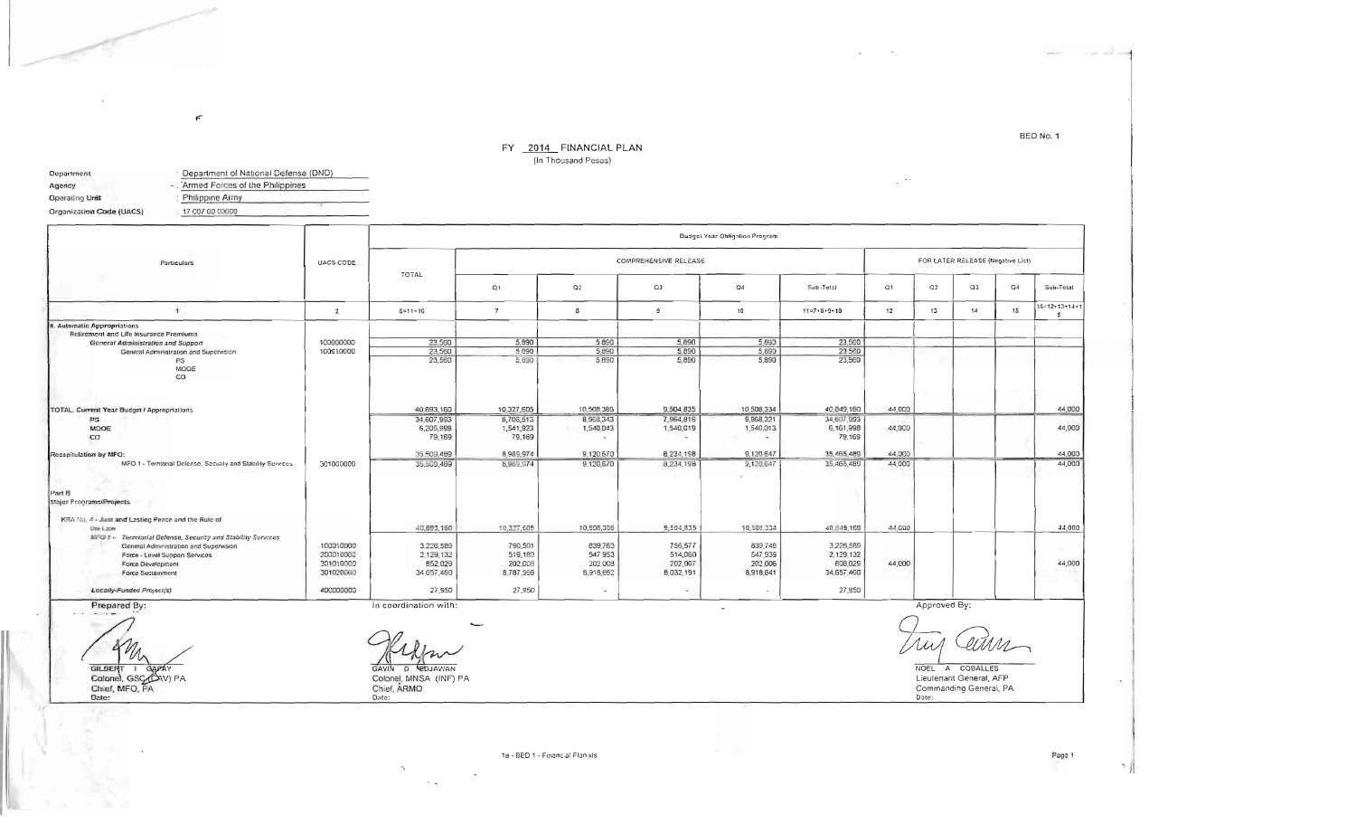BED No. 1

# FY 2014 FINANCIAL PLAN

(In Thousand Pesos)

Department : Department of National Defense (DND)

Agency : Armed Forces of the Philippines

Operating Unit : Philippine Army

Organization Code (UACS) : 17 007 00 00000

| Particulars | UACS CODE | Budget Year Obligation Program | | | | | | | | | | |
|---|---|---|---|---|---|---|---|---|---|---|---|---|
| | | TOTAL | COMPREHENSIVE RELEASE | | | | | FOR LATER RELEASE (Negative List) | | | | |
| | | | Q1 | Q2 | Q3 | Q4 | Sub-Total | Q1 | Q2 | Q3 | Q4 | Sub-Total |
| 1 | 2 | 6=11+16 | 7 | 8 | 9 | 10 | 11=7+8+9+10 | 12 | 13 | 14 | 15 | 16=12+13+14+15 |
| **II. Automatic Appropriations** | | | | | | | | | | | | |
| Retirement and Life Insurance Premiums | | | | | | | | | | | | |
| *General Administration and Support* | 100000000 | 23,560 | 5,890 | 5,890 | 5,890 | 5,890 | 23,560 | | | | | |
| General Administration and Supervision | 100010000 | 23,560 | 5,890 | 5,890 | 5,890 | 5,890 | 23,560 | | | | | |
| PS | | 23,560 | 5,890 | 5,890 | 5,890 | 5,890 | 23,560 | | | | | |
| MOOE | | | | | | | | | | | | |
| CO | | | | | | | | | | | | |
| **TOTAL, Current Year Budget / Appropriations** | | 40,893,160 | 10,327,605 | 10,508,386 | 9,504,835 | 10,508,334 | 40,849,160 | 44,000 | | | | 44,000 |
| PS | | 34,607,993 | 8,706,513 | 8,968,343 | 7,964,816 | 8,968,321 | 34,607,993 | | | | | |
| MOOE | | 6,205,998 | 1,541,923 | 1,540,043 | 1,540,019 | 1,540,013 | 6,161,998 | 44,000 | | | | 44,000 |
| CO | | 79,169 | 79,169 | - | - | - | 79,169 | | | | | |
| Recapitulation by MFO: | | 35,509,489 | 8,969,974 | 9,120,670 | 8,234,198 | 9,120,647 | 35,465,489 | 44,000 | | | | 44,000 |
| MFO 1 - Territorial Defense, Security and Stability Services | 301000000 | 35,509,489 | 8,969,974 | 9,120,670 | 8,234,198 | 9,120,647 | 35,465,489 | 44,000 | | | | 44,000 |
| Part B | | | | | | | | | | | | |
| Major Programs/Projects | | | | | | | | | | | | |
| KRA No. 4 - Just and Lasting Peace and the Rule of Law | | 40,893,160 | 10,327,605 | 10,508,386 | 9,504,835 | 10,508,334 | 40,849,160 | 44,000 | | | | 44,000 |
| *MFO 1 - Territorial Defense, Security and Stability Services* | | | | | | | | | | | | |
| General Administration and Supervision | 100010000 | 3,226,589 | 790,501 | 839,763 | 756,577 | 839,748 | 3,226,589 | | | | | |
| Force - Level Support Services | 200010000 | 2,129,132 | 519,180 | 547,953 | 514,060 | 547,939 | 2,129,132 | | | | | |
| Force Development | 301010000 | 852,029 | 202,008 | 202,008 | 202,007 | 202,006 | 808,029 | 44,000 | | | | 44,000 |
| Force Sustainment | 301020000 | 34,657,460 | 8,787,966 | 8,918,662 | 8,032,191 | 8,918,641 | 34,657,460 | | | | | |
| *Locally-Funded Project(s)* | 400000000 | 27,950 | 27,950 | - | - | - | 27,950 | | | | | |

Prepared By:

GILBERT I GAPAY
Colonel, GSC (CAV) PA
Chief, MFO, PA
Date:

In coordination with:

GAVIN D EDJAWAN
Colonel, MNSA (INF) PA
Chief, ARMO
Date:

Approved By:

NOEL A COBALLES
Lieutenant General, AFP
Commanding General, PA
Date:

1a - BED 1 - Financial Plan.xls